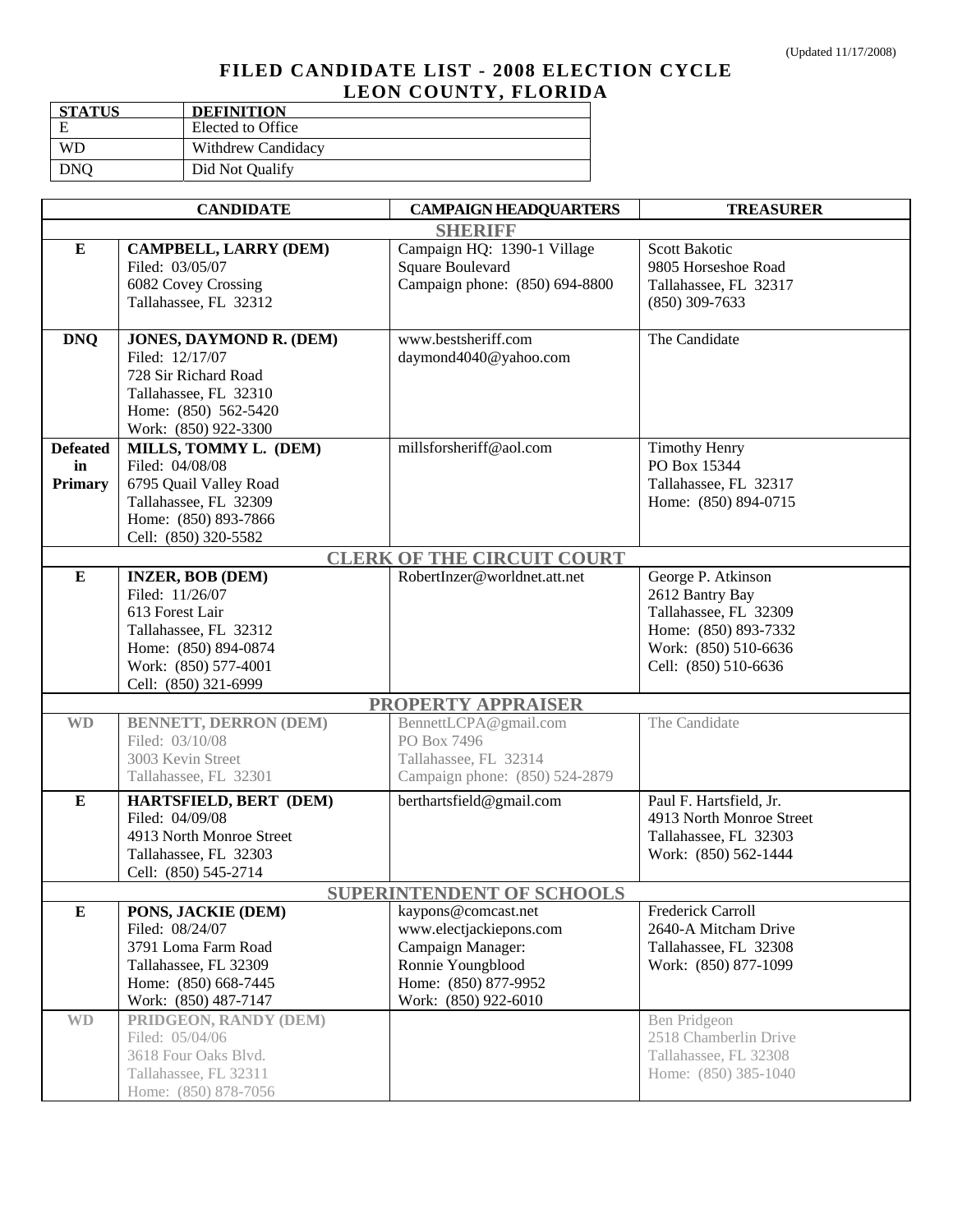(Updated 11/17/2008)

# FILED CANDIDATE LIST - 2008 ELECTION CYCLE
# LEON COUNTY, FLORIDA

| STATUS | DEFINITION |
|---|---|
| E | Elected to Office |
| WD | Withdrew Candidacy |
| DNQ | Did Not Qualify |

| | CANDIDATE | CAMPAIGN HEADQUARTERS | TREASURER |
|---|---|---|---|
| | **SHERIFF** | | |
| **E** | **CAMPBELL, LARRY (DEM)**<br>Filed: 03/05/07<br>6082 Covey Crossing<br>Tallahassee, FL 32312 | Campaign HQ: 1390-1 Village Square Boulevard<br>Campaign phone: (850) 694-8800 | Scott Bakotic<br>9805 Horseshoe Road<br>Tallahassee, FL 32317<br>(850) 309-7633 |
| **DNQ** | **JONES, DAYMOND R. (DEM)**<br>Filed: 12/17/07<br>728 Sir Richard Road<br>Tallahassee, FL 32310<br>Home: (850) 562-5420<br>Work: (850) 922-3300 | www.bestsheriff.com<br>daymond4040@yahoo.com | The Candidate |
| **Defeated in Primary** | **MILLS, TOMMY L. (DEM)**<br>Filed: 04/08/08<br>6795 Quail Valley Road<br>Tallahassee, FL 32309<br>Home: (850) 893-7866<br>Cell: (850) 320-5582 | millsforsheriff@aol.com | Timothy Henry<br>PO Box 15344<br>Tallahassee, FL 32317<br>Home: (850) 894-0715 |
| | **CLERK OF THE CIRCUIT COURT** | | |
| **E** | **INZER, BOB (DEM)**<br>Filed: 11/26/07<br>613 Forest Lair<br>Tallahassee, FL 32312<br>Home: (850) 894-0874<br>Work: (850) 577-4001<br>Cell: (850) 321-6999 | RobertInzer@worldnet.att.net | George P. Atkinson<br>2612 Bantry Bay<br>Tallahassee, FL 32309<br>Home: (850) 893-7332<br>Work: (850) 510-6636<br>Cell: (850) 510-6636 |
| | **PROPERTY APPRAISER** | | |
| **WD** | **BENNETT, DERRON (DEM)**<br>Filed: 03/10/08<br>3003 Kevin Street<br>Tallahassee, FL 32301 | BennettLCPA@gmail.com<br>PO Box 7496<br>Tallahassee, FL 32314<br>Campaign phone: (850) 524-2879 | The Candidate |
| **E** | **HARTSFIELD, BERT (DEM)**<br>Filed: 04/09/08<br>4913 North Monroe Street<br>Tallahassee, FL 32303<br>Cell: (850) 545-2714 | berthartsfield@gmail.com | Paul F. Hartsfield, Jr.<br>4913 North Monroe Street<br>Tallahassee, FL 32303<br>Work: (850) 562-1444 |
| | **SUPERINTENDENT OF SCHOOLS** | | |
| **E** | **PONS, JACKIE (DEM)**<br>Filed: 08/24/07<br>3791 Loma Farm Road<br>Tallahassee, FL 32309<br>Home: (850) 668-7445<br>Work: (850) 487-7147 | kaypons@comcast.net<br>www.electjackiepons.com<br>Campaign Manager:<br>Ronnie Youngblood<br>Home: (850) 877-9952<br>Work: (850) 922-6010 | Frederick Carroll<br>2640-A Mitcham Drive<br>Tallahassee, FL 32308<br>Work: (850) 877-1099 |
| **WD** | **PRIDGEON, RANDY (DEM)**<br>Filed: 05/04/06<br>3618 Four Oaks Blvd.<br>Tallahassee, FL 32311<br>Home: (850) 878-7056 | | Ben Pridgeon<br>2518 Chamberlin Drive<br>Tallahassee, FL 32308<br>Home: (850) 385-1040 |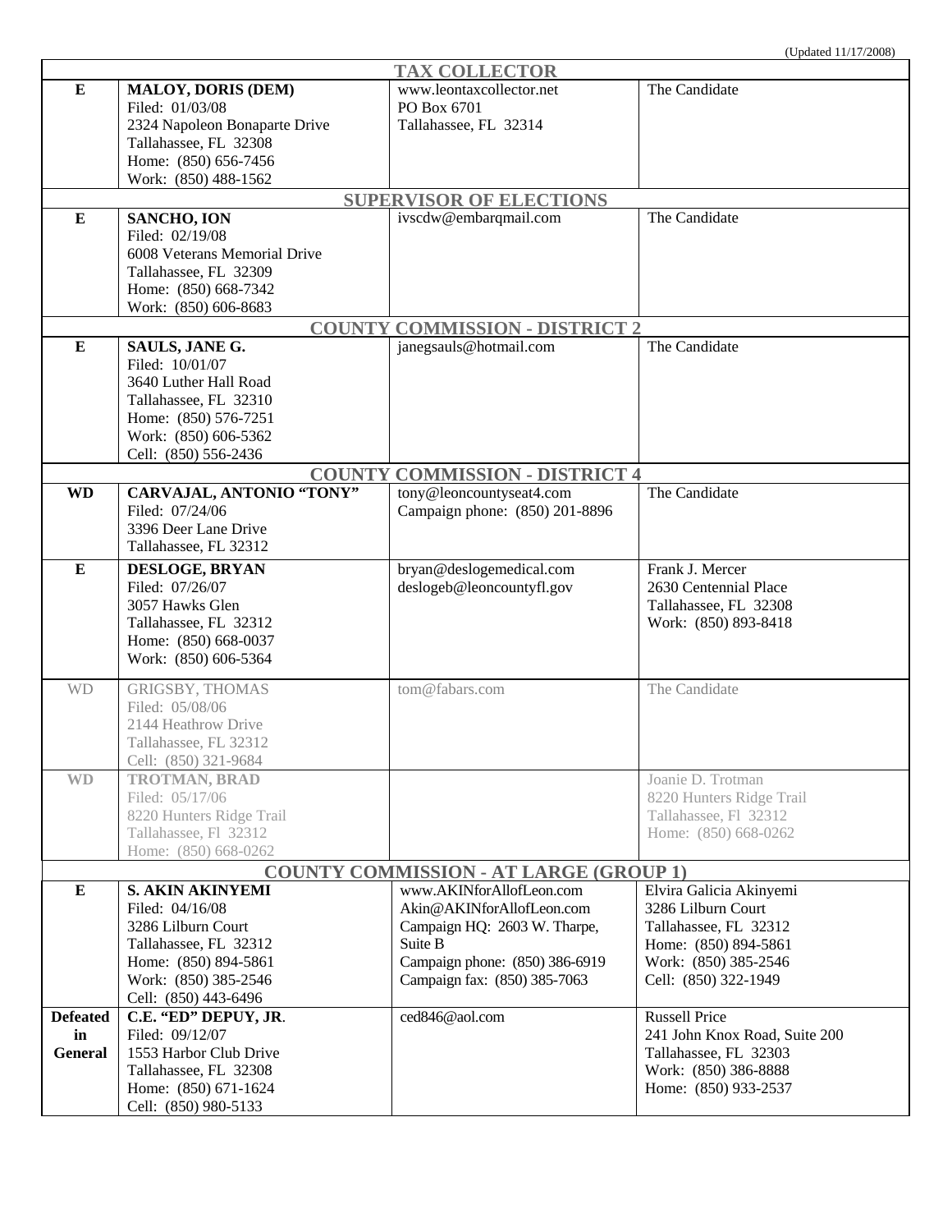(Updated 11/17/2008)

| | | | |
|---|---|---|---|
| **TAX COLLECTOR** | | | |
| **E** | **MALOY, DORIS (DEM)**<br>Filed: 01/03/08<br>2324 Napoleon Bonaparte Drive<br>Tallahassee, FL 32308<br>Home: (850) 656-7456<br>Work: (850) 488-1562 | www.leontaxcollector.net<br>PO Box 6701<br>Tallahassee, FL 32314 | The Candidate |
| **SUPERVISOR OF ELECTIONS** | | | |
| **E** | **SANCHO, ION**<br>Filed: 02/19/08<br>6008 Veterans Memorial Drive<br>Tallahassee, FL 32309<br>Home: (850) 668-7342<br>Work: (850) 606-8683 | ivscdw@embarqmail.com | The Candidate |
| **COUNTY COMMISSION - DISTRICT 2** | | | |
| **E** | **SAULS, JANE G.**<br>Filed: 10/01/07<br>3640 Luther Hall Road<br>Tallahassee, FL 32310<br>Home: (850) 576-7251<br>Work: (850) 606-5362<br>Cell: (850) 556-2436 | janegsauls@hotmail.com | The Candidate |
| **COUNTY COMMISSION - DISTRICT 4** | | | |
| **WD** | **CARVAJAL, ANTONIO "TONY"**<br>Filed: 07/24/06<br>3396 Deer Lane Drive<br>Tallahassee, FL 32312 | tony@leoncountyseat4.com<br>Campaign phone: (850) 201-8896 | The Candidate |
| **E** | **DESLOGE, BRYAN**<br>Filed: 07/26/07<br>3057 Hawks Glen<br>Tallahassee, FL 32312<br>Home: (850) 668-0037<br>Work: (850) 606-5364 | bryan@deslogemedical.com<br>deslogeb@leoncountyfl.gov | Frank J. Mercer<br>2630 Centennial Place<br>Tallahassee, FL 32308<br>Work: (850) 893-8418 |
| WD | GRIGSBY, THOMAS<br>Filed: 05/08/06<br>2144 Heathrow Drive<br>Tallahassee, FL 32312<br>Cell: (850) 321-9684 | tom@fabars.com | The Candidate |
| **WD** | **TROTMAN, BRAD**<br>Filed: 05/17/06<br>8220 Hunters Ridge Trail<br>Tallahassee, Fl 32312<br>Home: (850) 668-0262 | | Joanie D. Trotman<br>8220 Hunters Ridge Trail<br>Tallahassee, Fl 32312<br>Home: (850) 668-0262 |
| **COUNTY COMMISSION - AT LARGE (GROUP 1)** | | | |
| **E** | **S. AKIN AKINYEMI**<br>Filed: 04/16/08<br>3286 Lilburn Court<br>Tallahassee, FL 32312<br>Home: (850) 894-5861<br>Work: (850) 385-2546<br>Cell: (850) 443-6496 | www.AKINforAllofLeon.com<br>Akin@AKINforAllofLeon.com<br>Campaign HQ: 2603 W. Tharpe, Suite B<br>Campaign phone: (850) 386-6919<br>Campaign fax: (850) 385-7063 | Elvira Galicia Akinyemi<br>3286 Lilburn Court<br>Tallahassee, FL 32312<br>Home: (850) 894-5861<br>Work: (850) 385-2546<br>Cell: (850) 322-1949 |
| **Defeated in General** | **C.E. "ED" DEPUY, JR**.<br>Filed: 09/12/07<br>1553 Harbor Club Drive<br>Tallahassee, FL 32308<br>Home: (850) 671-1624<br>Cell: (850) 980-5133 | ced846@aol.com | Russell Price<br>241 John Knox Road, Suite 200<br>Tallahassee, FL 32303<br>Work: (850) 386-8888<br>Home: (850) 933-2537 |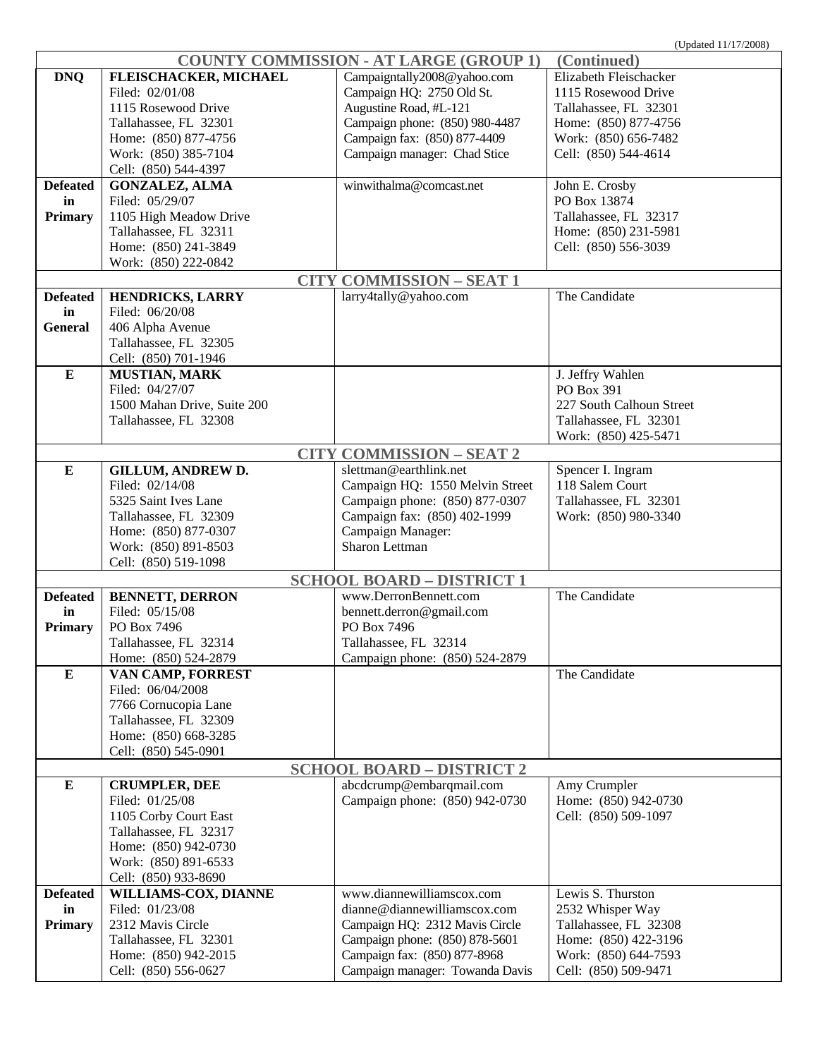(Updated 11/17/2008)

| | | | |
|---|---|---|---|
| **COUNTY COMMISSION - AT LARGE (GROUP 1) (Continued)** | | | |
| **DNQ** | **FLEISCHACKER, MICHAEL**<br>Filed: 02/01/08<br>1115 Rosewood Drive<br>Tallahassee, FL 32301<br>Home: (850) 877-4756<br>Work: (850) 385-7104<br>Cell: (850) 544-4397 | Campaigntally2008@yahoo.com<br>Campaign HQ: 2750 Old St. Augustine Road, #L-121<br>Campaign phone: (850) 980-4487<br>Campaign fax: (850) 877-4409<br>Campaign manager: Chad Stice | Elizabeth Fleischacker<br>1115 Rosewood Drive<br>Tallahassee, FL 32301<br>Home: (850) 877-4756<br>Work: (850) 656-7482<br>Cell: (850) 544-4614 |
| **Defeated in Primary** | **GONZALEZ, ALMA**<br>Filed: 05/29/07<br>1105 High Meadow Drive<br>Tallahassee, FL 32311<br>Home: (850) 241-3849<br>Work: (850) 222-0842 | winwithalma@comcast.net | John E. Crosby<br>PO Box 13874<br>Tallahassee, FL 32317<br>Home: (850) 231-5981<br>Cell: (850) 556-3039 |
| **CITY COMMISSION – SEAT 1** | | | |
| **Defeated in General** | **HENDRICKS, LARRY**<br>Filed: 06/20/08<br>406 Alpha Avenue<br>Tallahassee, FL 32305<br>Cell: (850) 701-1946 | larry4tally@yahoo.com | The Candidate |
| **E** | **MUSTIAN, MARK**<br>Filed: 04/27/07<br>1500 Mahan Drive, Suite 200<br>Tallahassee, FL 32308 | | J. Jeffry Wahlen<br>PO Box 391<br>227 South Calhoun Street<br>Tallahassee, FL 32301<br>Work: (850) 425-5471 |
| **CITY COMMISSION – SEAT 2** | | | |
| **E** | **GILLUM, ANDREW D.**<br>Filed: 02/14/08<br>5325 Saint Ives Lane<br>Tallahassee, FL 32309<br>Home: (850) 877-0307<br>Work: (850) 891-8503<br>Cell: (850) 519-1098 | slettman@earthlink.net<br>Campaign HQ: 1550 Melvin Street<br>Campaign phone: (850) 877-0307<br>Campaign fax: (850) 402-1999<br>Campaign Manager:<br>Sharon Lettman | Spencer I. Ingram<br>118 Salem Court<br>Tallahassee, FL 32301<br>Work: (850) 980-3340 |
| **SCHOOL BOARD – DISTRICT 1** | | | |
| **Defeated in Primary** | **BENNETT, DERRON**<br>Filed: 05/15/08<br>PO Box 7496<br>Tallahassee, FL 32314<br>Home: (850) 524-2879 | www.DerronBennett.com<br>bennett.derron@gmail.com<br>PO Box 7496<br>Tallahassee, FL 32314<br>Campaign phone: (850) 524-2879 | The Candidate |
| **E** | **VAN CAMP, FORREST**<br>Filed: 06/04/2008<br>7766 Cornucopia Lane<br>Tallahassee, FL 32309<br>Home: (850) 668-3285<br>Cell: (850) 545-0901 | | The Candidate |
| **SCHOOL BOARD – DISTRICT 2** | | | |
| **E** | **CRUMPLER, DEE**<br>Filed: 01/25/08<br>1105 Corby Court East<br>Tallahassee, FL 32317<br>Home: (850) 942-0730<br>Work: (850) 891-6533<br>Cell: (850) 933-8690 | abcdcrump@embarqmail.com<br>Campaign phone: (850) 942-0730 | Amy Crumpler<br>Home: (850) 942-0730<br>Cell: (850) 509-1097 |
| **Defeated in Primary** | **WILLIAMS-COX, DIANNE**<br>Filed: 01/23/08<br>2312 Mavis Circle<br>Tallahassee, FL 32301<br>Home: (850) 942-2015<br>Cell: (850) 556-0627 | www.diannewilliamscox.com<br>dianne@diannewilliamscox.com<br>Campaign HQ: 2312 Mavis Circle<br>Campaign phone: (850) 878-5601<br>Campaign fax: (850) 877-8968<br>Campaign manager: Towanda Davis | Lewis S. Thurston<br>2532 Whisper Way<br>Tallahassee, FL 32308<br>Home: (850) 422-3196<br>Work: (850) 644-7593<br>Cell: (850) 509-9471 |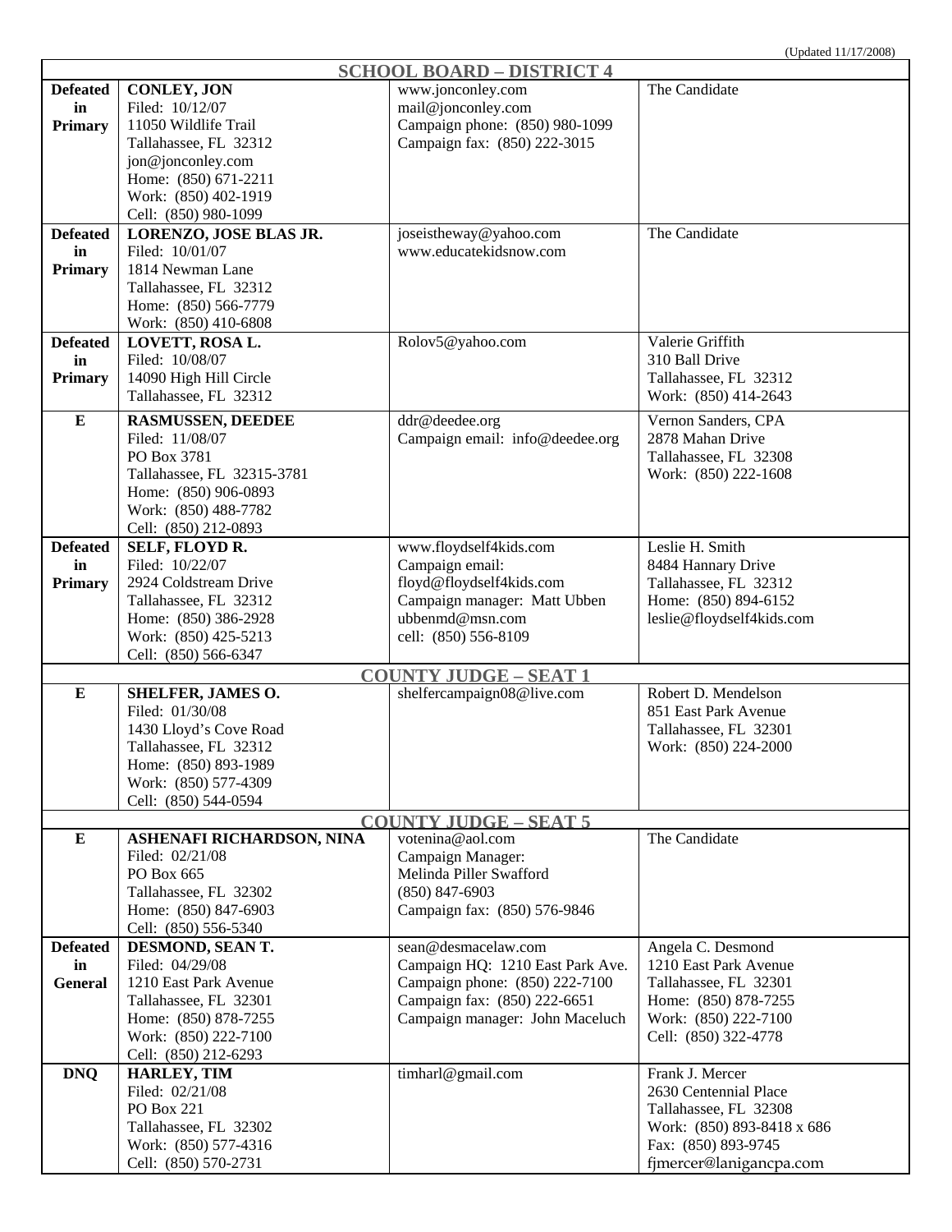(Updated 11/17/2008)

| | | | |
|---|---|---|---|
| | **SCHOOL BOARD – DISTRICT 4** | | |
| **Defeated in Primary** | **CONLEY, JON**<br>Filed: 10/12/07<br>11050 Wildlife Trail<br>Tallahassee, FL 32312<br>jon@jonconley.com<br>Home: (850) 671-2211<br>Work: (850) 402-1919<br>Cell: (850) 980-1099 | www.jonconley.com<br>mail@jonconley.com<br>Campaign phone: (850) 980-1099<br>Campaign fax: (850) 222-3015 | The Candidate |
| **Defeated in Primary** | **LORENZO, JOSE BLAS JR.**<br>Filed: 10/01/07<br>1814 Newman Lane<br>Tallahassee, FL 32312<br>Home: (850) 566-7779<br>Work: (850) 410-6808 | joseistheway@yahoo.com<br>www.educatekidsnow.com | The Candidate |
| **Defeated in Primary** | **LOVETT, ROSA L.**<br>Filed: 10/08/07<br>14090 High Hill Circle<br>Tallahassee, FL 32312 | Rolov5@yahoo.com | Valerie Griffith<br>310 Ball Drive<br>Tallahassee, FL 32312<br>Work: (850) 414-2643 |
| **E** | **RASMUSSEN, DEEDEE**<br>Filed: 11/08/07<br>PO Box 3781<br>Tallahassee, FL 32315-3781<br>Home: (850) 906-0893<br>Work: (850) 488-7782<br>Cell: (850) 212-0893 | ddr@deedee.org<br>Campaign email: info@deedee.org | Vernon Sanders, CPA<br>2878 Mahan Drive<br>Tallahassee, FL 32308<br>Work: (850) 222-1608 |
| **Defeated in Primary** | **SELF, FLOYD R.**<br>Filed: 10/22/07<br>2924 Coldstream Drive<br>Tallahassee, FL 32312<br>Home: (850) 386-2928<br>Work: (850) 425-5213<br>Cell: (850) 566-6347 | www.floydself4kids.com<br>Campaign email:<br>floyd@floydself4kids.com<br>Campaign manager: Matt Ubben<br>ubbenmd@msn.com<br>cell: (850) 556-8109 | Leslie H. Smith<br>8484 Hannary Drive<br>Tallahassee, FL 32312<br>Home: (850) 894-6152<br>leslie@floydself4kids.com |
| | **COUNTY JUDGE – SEAT 1** | | |
| **E** | **SHELFER, JAMES O.**<br>Filed: 01/30/08<br>1430 Lloyd's Cove Road<br>Tallahassee, FL 32312<br>Home: (850) 893-1989<br>Work: (850) 577-4309<br>Cell: (850) 544-0594 | shelfercampaign08@live.com | Robert D. Mendelson<br>851 East Park Avenue<br>Tallahassee, FL 32301<br>Work: (850) 224-2000 |
| | **COUNTY JUDGE – SEAT 5** | | |
| **E** | **ASHENAFI RICHARDSON, NINA**<br>Filed: 02/21/08<br>PO Box 665<br>Tallahassee, FL 32302<br>Home: (850) 847-6903<br>Cell: (850) 556-5340 | votenina@aol.com<br>Campaign Manager:<br>Melinda Piller Swafford<br>(850) 847-6903<br>Campaign fax: (850) 576-9846 | The Candidate |
| **Defeated in General** | **DESMOND, SEAN T.**<br>Filed: 04/29/08<br>1210 East Park Avenue<br>Tallahassee, FL 32301<br>Home: (850) 878-7255<br>Work: (850) 222-7100<br>Cell: (850) 212-6293 | sean@desmacelaw.com<br>Campaign HQ: 1210 East Park Ave.<br>Campaign phone: (850) 222-7100<br>Campaign fax: (850) 222-6651<br>Campaign manager: John Maceluch | Angela C. Desmond<br>1210 East Park Avenue<br>Tallahassee, FL 32301<br>Home: (850) 878-7255<br>Work: (850) 222-7100<br>Cell: (850) 322-4778 |
| **DNQ** | **HARLEY, TIM**<br>Filed: 02/21/08<br>PO Box 221<br>Tallahassee, FL 32302<br>Work: (850) 577-4316<br>Cell: (850) 570-2731 | timharl@gmail.com | Frank J. Mercer<br>2630 Centennial Place<br>Tallahassee, FL 32308<br>Work: (850) 893-8418 x 686<br>Fax: (850) 893-9745<br>fjmercer@lanigancpa.com |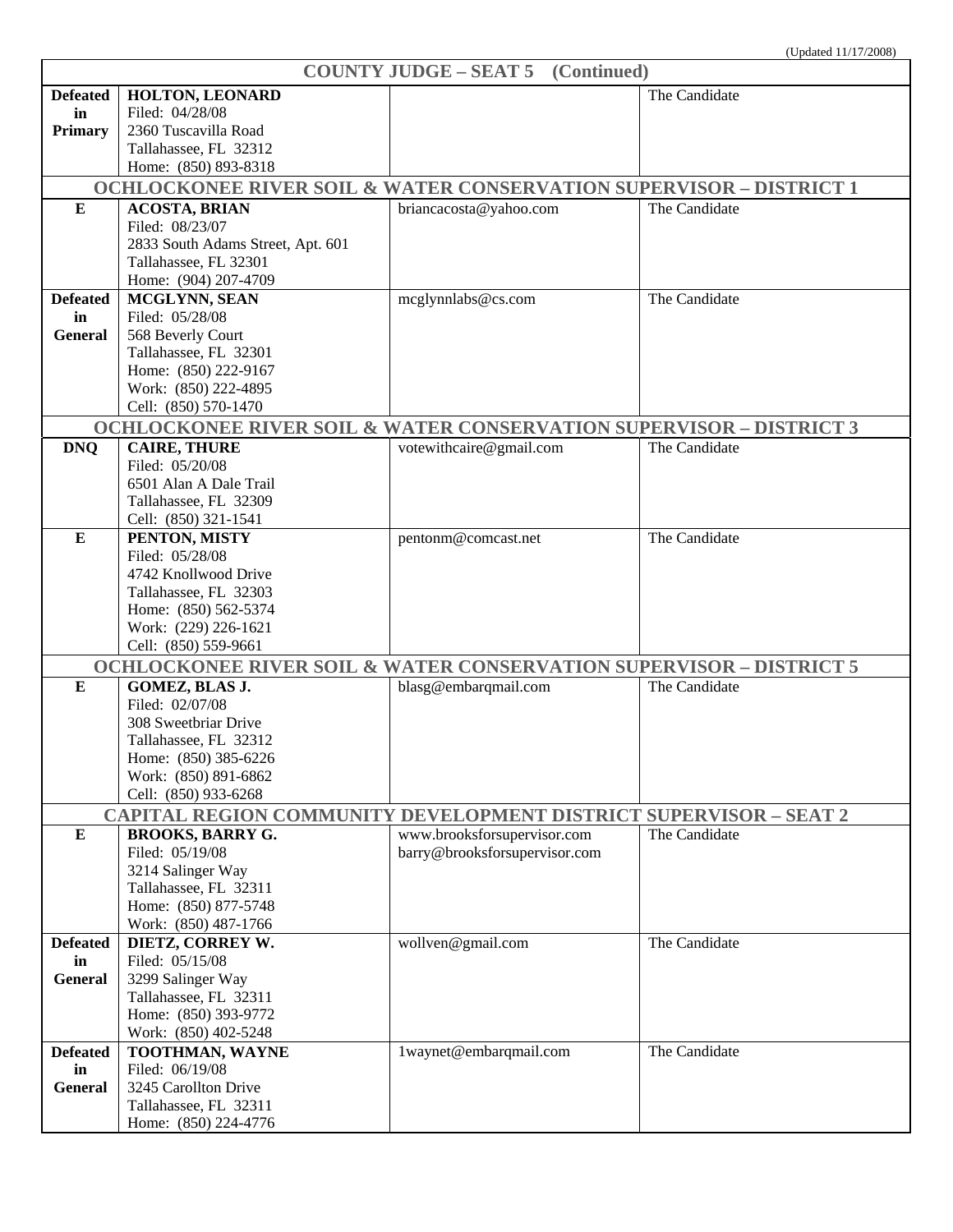(Updated 11/17/2008)

| COUNTY JUDGE – SEAT 5 (Continued) | | | |
|---|---|---|---|
| **Defeated in Primary** | **HOLTON, LEONARD**<br>Filed: 04/28/08<br>2360 Tuscavilla Road<br>Tallahassee, FL 32312<br>Home: (850) 893-8318 | | The Candidate |
| **OCHLOCKONEE RIVER SOIL & WATER CONSERVATION SUPERVISOR – DISTRICT 1** | | | |
| **E** | **ACOSTA, BRIAN**<br>Filed: 08/23/07<br>2833 South Adams Street, Apt. 601<br>Tallahassee, FL 32301<br>Home: (904) 207-4709 | briancacosta@yahoo.com | The Candidate |
| **Defeated in General** | **MCGLYNN, SEAN**<br>Filed: 05/28/08<br>568 Beverly Court<br>Tallahassee, FL 32301<br>Home: (850) 222-9167<br>Work: (850) 222-4895<br>Cell: (850) 570-1470 | mcglynnlabs@cs.com | The Candidate |
| **OCHLOCKONEE RIVER SOIL & WATER CONSERVATION SUPERVISOR – DISTRICT 3** | | | |
| **DNQ** | **CAIRE, THURE**<br>Filed: 05/20/08<br>6501 Alan A Dale Trail<br>Tallahassee, FL 32309<br>Cell: (850) 321-1541 | votewithcaire@gmail.com | The Candidate |
| **E** | **PENTON, MISTY**<br>Filed: 05/28/08<br>4742 Knollwood Drive<br>Tallahassee, FL 32303<br>Home: (850) 562-5374<br>Work: (229) 226-1621<br>Cell: (850) 559-9661 | pentonm@comcast.net | The Candidate |
| **OCHLOCKONEE RIVER SOIL & WATER CONSERVATION SUPERVISOR – DISTRICT 5** | | | |
| **E** | **GOMEZ, BLAS J.**<br>Filed: 02/07/08<br>308 Sweetbriar Drive<br>Tallahassee, FL 32312<br>Home: (850) 385-6226<br>Work: (850) 891-6862<br>Cell: (850) 933-6268 | blasg@embarqmail.com | The Candidate |
| **CAPITAL REGION COMMUNITY DEVELOPMENT DISTRICT SUPERVISOR – SEAT 2** | | | |
| **E** | **BROOKS, BARRY G.**<br>Filed: 05/19/08<br>3214 Salinger Way<br>Tallahassee, FL 32311<br>Home: (850) 877-5748<br>Work: (850) 487-1766 | www.brooksforsupervisor.com<br>barry@brooksforsupervisor.com | The Candidate |
| **Defeated in General** | **DIETZ, CORREY W.**<br>Filed: 05/15/08<br>3299 Salinger Way<br>Tallahassee, FL 32311<br>Home: (850) 393-9772<br>Work: (850) 402-5248 | wollven@gmail.com | The Candidate |
| **Defeated in General** | **TOOTHMAN, WAYNE**<br>Filed: 06/19/08<br>3245 Carollton Drive<br>Tallahassee, FL 32311<br>Home: (850) 224-4776 | 1waynet@embarqmail.com | The Candidate |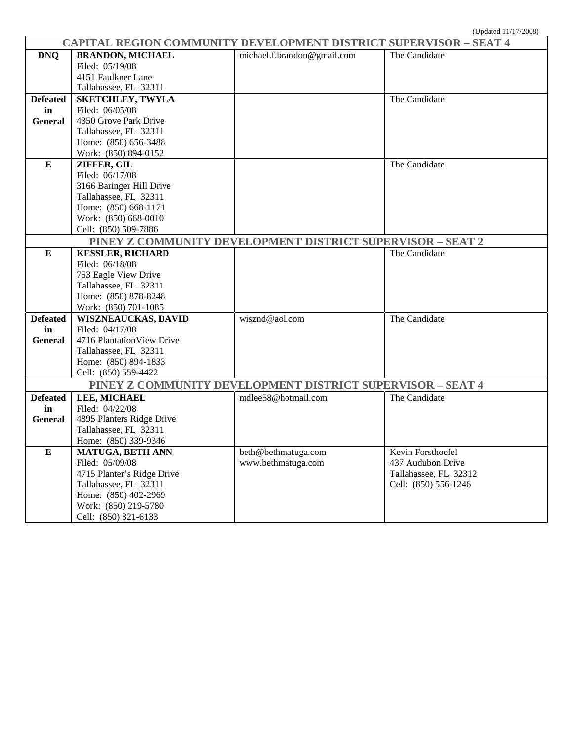(Updated 11/17/2008)

| | | | |
|---|---|---|---|
| **CAPITAL REGION COMMUNITY DEVELOPMENT DISTRICT SUPERVISOR – SEAT 4** | | | |
| **DNQ** | **BRANDON, MICHAEL**<br>Filed: 05/19/08<br>4151 Faulkner Lane<br>Tallahassee, FL 32311 | michael.f.brandon@gmail.com | The Candidate |
| **Defeated in General** | **SKETCHLEY, TWYLA**<br>Filed: 06/05/08<br>4350 Grove Park Drive<br>Tallahassee, FL 32311<br>Home: (850) 656-3488<br>Work: (850) 894-0152 | | The Candidate |
| **E** | **ZIFFER, GIL**<br>Filed: 06/17/08<br>3166 Baringer Hill Drive<br>Tallahassee, FL 32311<br>Home: (850) 668-1171<br>Work: (850) 668-0010<br>Cell: (850) 509-7886 | | The Candidate |
| **PINEY Z COMMUNITY DEVELOPMENT DISTRICT SUPERVISOR – SEAT 2** | | | |
| **E** | **KESSLER, RICHARD**<br>Filed: 06/18/08<br>753 Eagle View Drive<br>Tallahassee, FL 32311<br>Home: (850) 878-8248<br>Work: (850) 701-1085 | | The Candidate |
| **Defeated in General** | **WISZNEAUCKAS, DAVID**<br>Filed: 04/17/08<br>4716 PlantationView Drive<br>Tallahassee, FL 32311<br>Home: (850) 894-1833<br>Cell: (850) 559-4422 | wisznd@aol.com | The Candidate |
| **PINEY Z COMMUNITY DEVELOPMENT DISTRICT SUPERVISOR – SEAT 4** | | | |
| **Defeated in General** | **LEE, MICHAEL**<br>Filed: 04/22/08<br>4895 Planters Ridge Drive<br>Tallahassee, FL 32311<br>Home: (850) 339-9346 | mdlee58@hotmail.com | The Candidate |
| **E** | **MATUGA, BETH ANN**<br>Filed: 05/09/08<br>4715 Planter's Ridge Drive<br>Tallahassee, FL 32311<br>Home: (850) 402-2969<br>Work: (850) 219-5780<br>Cell: (850) 321-6133 | beth@bethmatuga.com<br>www.bethmatuga.com | Kevin Forsthoefel<br>437 Audubon Drive<br>Tallahassee, FL 32312<br>Cell: (850) 556-1246 |